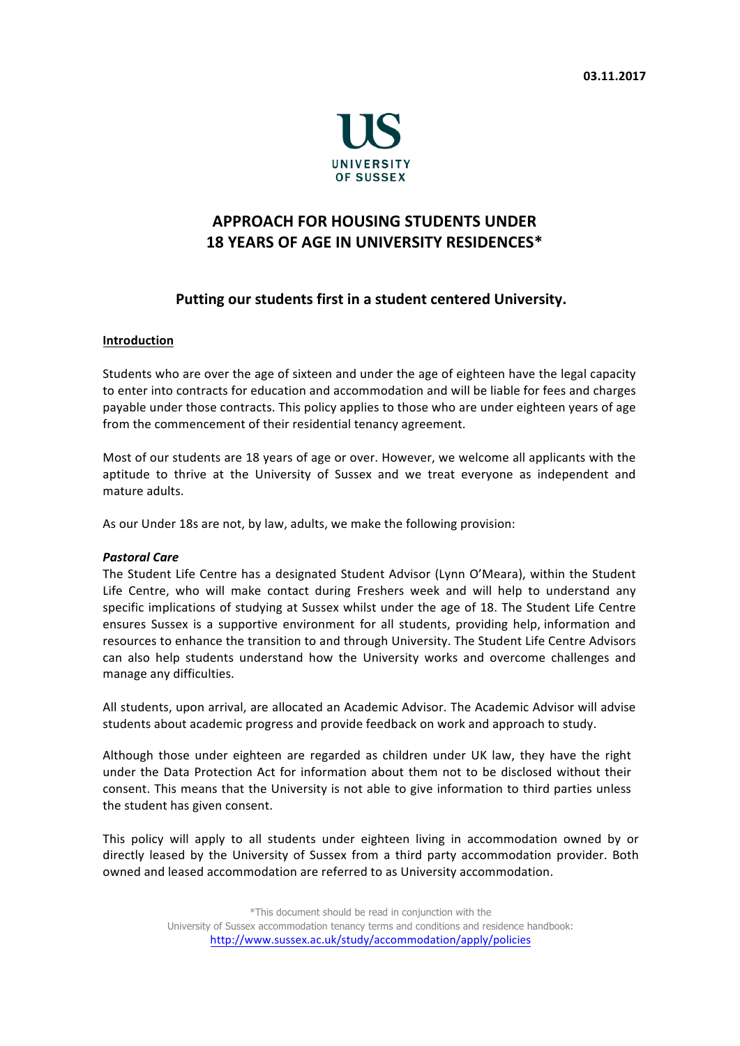03.11.2017

UNIVERSITY OF SUSSEX

# APPROACH FOR HOUSING STUDENTS UNDER 18 YEARS OF AGE IN UNIVERSITY RESIDENCES*

## Putting our students first in a student centered University.

<u>**Introduction**</u>

Students who are over the age of sixteen and under the age of eighteen have the legal capacity to enter into contracts for education and accommodation and will be liable for fees and charges payable under those contracts. This policy applies to those who are under eighteen years of age from the commencement of their residential tenancy agreement.

Most of our students are 18 years of age or over. However, we welcome all applicants with the aptitude to thrive at the University of Sussex and we treat everyone as independent and mature adults.

As our Under 18s are not, by law, adults, we make the following provision:

***Pastoral Care***

The Student Life Centre has a designated Student Advisor (Lynn O'Meara), within the Student Life Centre, who will make contact during Freshers week and will help to understand any specific implications of studying at Sussex whilst under the age of 18. The Student Life Centre ensures Sussex is a supportive environment for all students, providing help, information and resources to enhance the transition to and through University. The Student Life Centre Advisors can also help students understand how the University works and overcome challenges and manage any difficulties.

All students, upon arrival, are allocated an Academic Advisor. The Academic Advisor will advise students about academic progress and provide feedback on work and approach to study.

Although those under eighteen are regarded as children under UK law, they have the right under the Data Protection Act for information about them not to be disclosed without their consent. This means that the University is not able to give information to third parties unless the student has given consent.

This policy will apply to all students under eighteen living in accommodation owned by or directly leased by the University of Sussex from a third party accommodation provider. Both owned and leased accommodation are referred to as University accommodation.

*This document should be read in conjunction with the University of Sussex accommodation tenancy terms and conditions and residence handbook: http://www.sussex.ac.uk/study/accommodation/apply/policies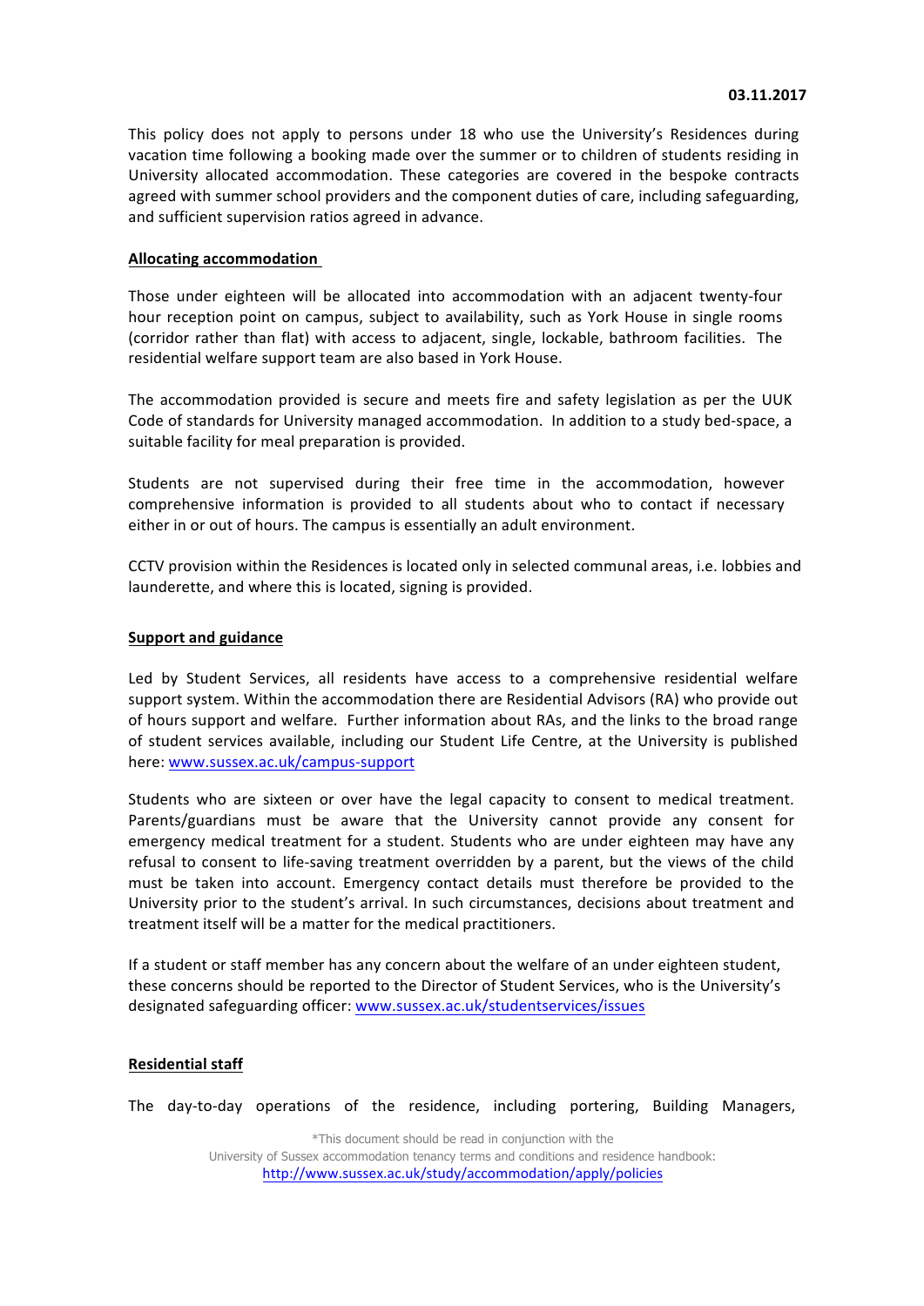**03.11.2017**

This policy does not apply to persons under 18 who use the University's Residences during vacation time following a booking made over the summer or to children of students residing in University allocated accommodation. These categories are covered in the bespoke contracts agreed with summer school providers and the component duties of care, including safeguarding, and sufficient supervision ratios agreed in advance.

## Allocating accommodation

Those under eighteen will be allocated into accommodation with an adjacent twenty-four hour reception point on campus, subject to availability, such as York House in single rooms (corridor rather than flat) with access to adjacent, single, lockable, bathroom facilities. The residential welfare support team are also based in York House.

The accommodation provided is secure and meets fire and safety legislation as per the UUK Code of standards for University managed accommodation. In addition to a study bed-space, a suitable facility for meal preparation is provided.

Students are not supervised during their free time in the accommodation, however comprehensive information is provided to all students about who to contact if necessary either in or out of hours. The campus is essentially an adult environment.

CCTV provision within the Residences is located only in selected communal areas, i.e. lobbies and launderette, and where this is located, signing is provided.

## Support and guidance

Led by Student Services, all residents have access to a comprehensive residential welfare support system. Within the accommodation there are Residential Advisors (RA) who provide out of hours support and welfare. Further information about RAs, and the links to the broad range of student services available, including our Student Life Centre, at the University is published here: [www.sussex.ac.uk/campus-support](http://www.sussex.ac.uk/campus-support)

Students who are sixteen or over have the legal capacity to consent to medical treatment. Parents/guardians must be aware that the University cannot provide any consent for emergency medical treatment for a student. Students who are under eighteen may have any refusal to consent to life-saving treatment overridden by a parent, but the views of the child must be taken into account. Emergency contact details must therefore be provided to the University prior to the student's arrival. In such circumstances, decisions about treatment and treatment itself will be a matter for the medical practitioners.

If a student or staff member has any concern about the welfare of an under eighteen student, these concerns should be reported to the Director of Student Services, who is the University's designated safeguarding officer: [www.sussex.ac.uk/studentservices/issues](http://www.sussex.ac.uk/studentservices/issues)

## Residential staff

The day-to-day operations of the residence, including portering, Building Managers,

*This document should be read in conjunction with the University of Sussex accommodation tenancy terms and conditions and residence handbook: [http://www.sussex.ac.uk/study/accommodation/apply/policies](http://www.sussex.ac.uk/study/accommodation/apply/policies)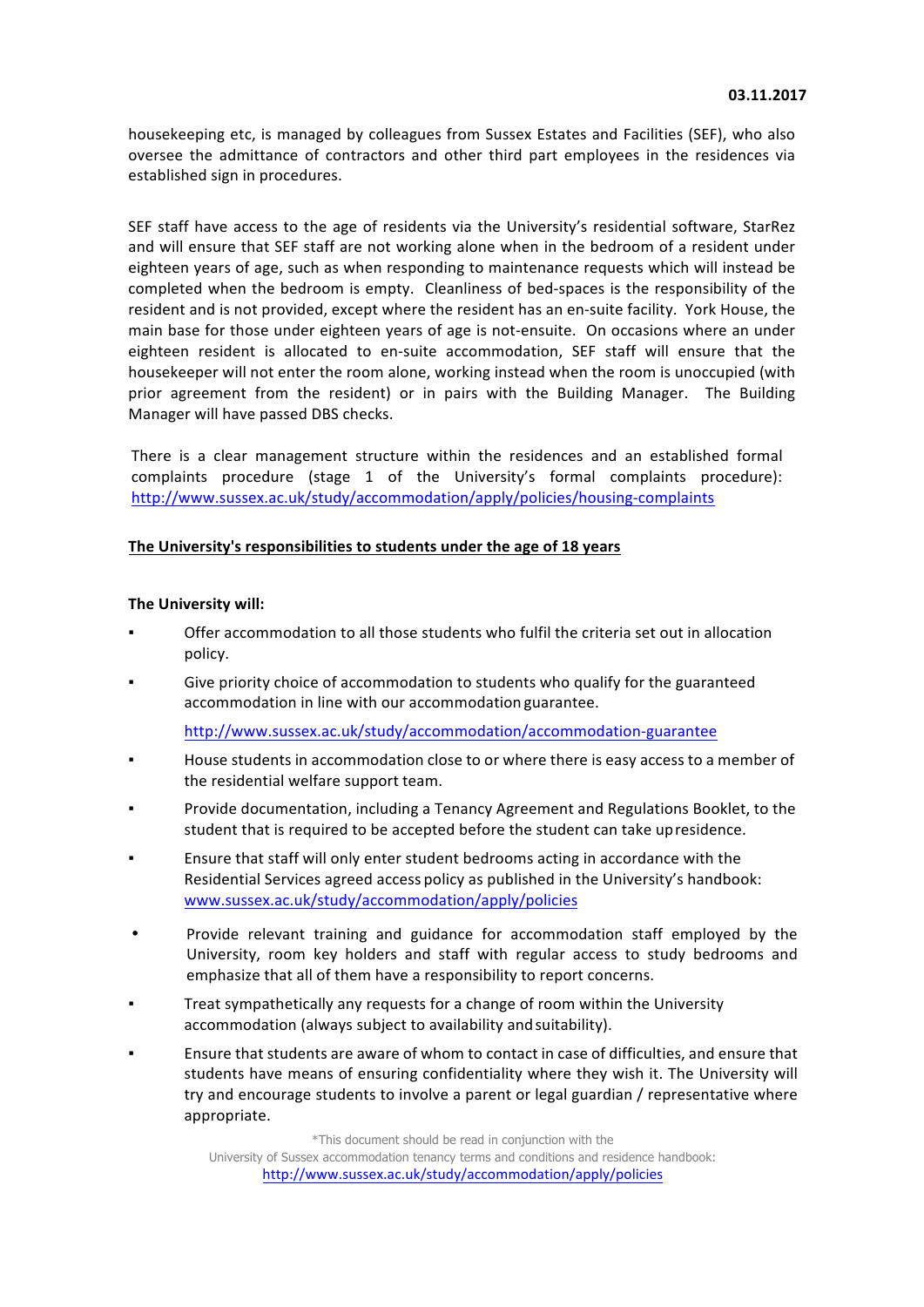housekeeping etc, is managed by colleagues from Sussex Estates and Facilities (SEF), who also oversee the admittance of contractors and other third part employees in the residences via established sign in procedures.

SEF staff have access to the age of residents via the University's residential software, StarRez and will ensure that SEF staff are not working alone when in the bedroom of a resident under eighteen years of age, such as when responding to maintenance requests which will instead be completed when the bedroom is empty. Cleanliness of bed-spaces is the responsibility of the resident and is not provided, except where the resident has an en-suite facility. York House, the main base for those under eighteen years of age is not-ensuite. On occasions where an under eighteen resident is allocated to en-suite accommodation, SEF staff will ensure that the housekeeper will not enter the room alone, working instead when the room is unoccupied (with prior agreement from the resident) or in pairs with the Building Manager. The Building Manager will have passed DBS checks.

There is a clear management structure within the residences and an established formal complaints procedure (stage 1 of the University's formal complaints procedure): http://www.sussex.ac.uk/study/accommodation/apply/policies/housing-complaints

**The University's responsibilities to students under the age of 18 years**

**The University will:**

- Offer accommodation to all those students who fulfil the criteria set out in allocation policy.
- Give priority choice of accommodation to students who qualify for the guaranteed accommodation in line with our accommodation guarantee.

  http://www.sussex.ac.uk/study/accommodation/accommodation-guarantee
- House students in accommodation close to or where there is easy access to a member of the residential welfare support team.
- Provide documentation, including a Tenancy Agreement and Regulations Booklet, to the student that is required to be accepted before the student can take up residence.
- Ensure that staff will only enter student bedrooms acting in accordance with the Residential Services agreed access policy as published in the University's handbook: www.sussex.ac.uk/study/accommodation/apply/policies
- Provide relevant training and guidance for accommodation staff employed by the University, room key holders and staff with regular access to study bedrooms and emphasize that all of them have a responsibility to report concerns.
- Treat sympathetically any requests for a change of room within the University accommodation (always subject to availability and suitability).
- Ensure that students are aware of whom to contact in case of difficulties, and ensure that students have means of ensuring confidentiality where they wish it. The University will try and encourage students to involve a parent or legal guardian / representative where appropriate.

*This document should be read in conjunction with the University of Sussex accommodation tenancy terms and conditions and residence handbook: http://www.sussex.ac.uk/study/accommodation/apply/policies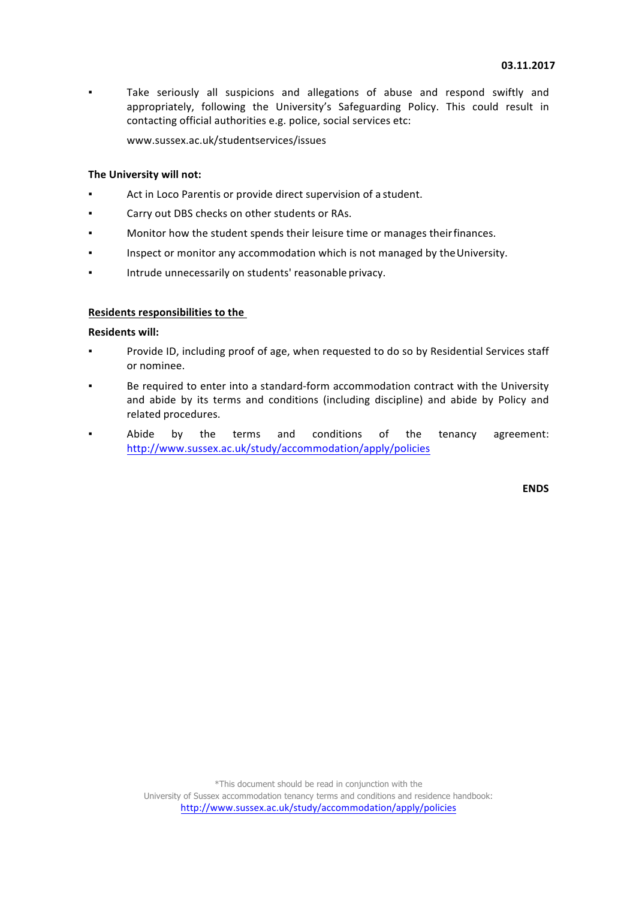- Take seriously all suspicions and allegations of abuse and respond swiftly and appropriately, following the University's Safeguarding Policy. This could result in contacting official authorities e.g. police, social services etc:

  www.sussex.ac.uk/studentservices/issues

**The University will not:**

- Act in Loco Parentis or provide direct supervision of a student.
- Carry out DBS checks on other students or RAs.
- Monitor how the student spends their leisure time or manages their finances.
- Inspect or monitor any accommodation which is not managed by the University.
- Intrude unnecessarily on students' reasonable privacy.

**Residents responsibilities to the**

**Residents will:**

- Provide ID, including proof of age, when requested to do so by Residential Services staff or nominee.
- Be required to enter into a standard-form accommodation contract with the University and abide by its terms and conditions (including discipline) and abide by Policy and related procedures.
- Abide by the terms and conditions of the tenancy agreement: http://www.sussex.ac.uk/study/accommodation/apply/policies

**ENDS**

*This document should be read in conjunction with the University of Sussex accommodation tenancy terms and conditions and residence handbook: http://www.sussex.ac.uk/study/accommodation/apply/policies